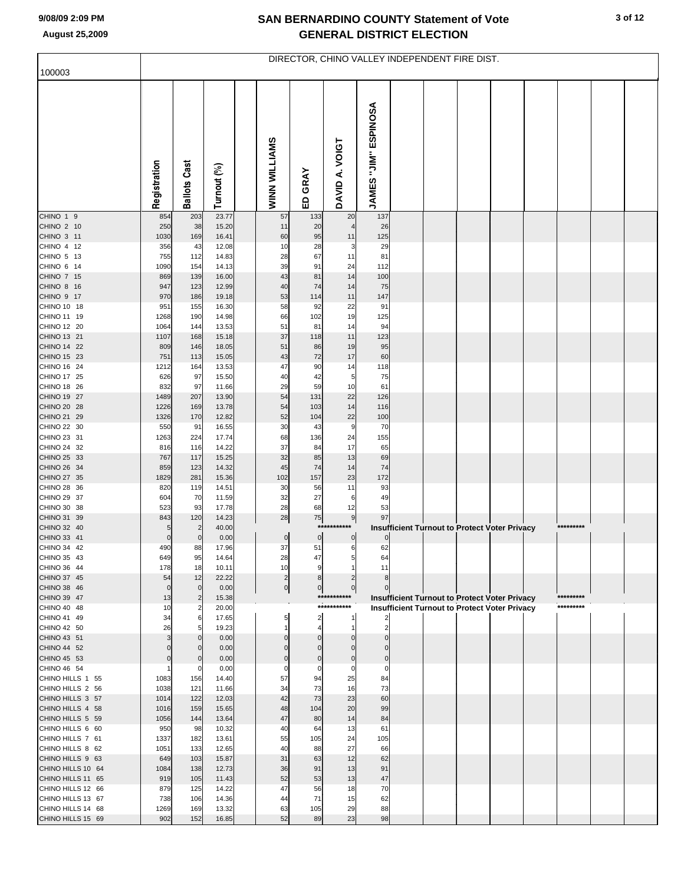**SAN BERNARDINO COUNTY Statement of Vote**
**GENERAL DISTRICT ELECTION**

9/08/09 2:09 PM
August 25,2009

## DIRECTOR, CHINO VALLEY INDEPENDENT FIRE DIST.

100003

| | Registration | Ballots Cast | Turnout (%) | WINN WILLIAMS | ED GRAY | DAVID A. VOIGT | JAMES "JIM" ESPINOSA |
|---|---|---|---|---|---|---|---|
| CHINO 1 9 | 854 | 203 | 23.77 | 57 | 133 | 20 | 137 |
| CHINO 2 10 | 250 | 38 | 15.20 | 11 | 20 | 4 | 26 |
| CHINO 3 11 | 1030 | 169 | 16.41 | 60 | 95 | 11 | 125 |
| CHINO 4 12 | 356 | 43 | 12.08 | 10 | 28 | 3 | 29 |
| CHINO 5 13 | 755 | 112 | 14.83 | 28 | 67 | 11 | 81 |
| CHINO 6 14 | 1090 | 154 | 14.13 | 39 | 91 | 24 | 112 |
| CHINO 7 15 | 869 | 139 | 16.00 | 43 | 81 | 14 | 100 |
| CHINO 8 16 | 947 | 123 | 12.99 | 40 | 74 | 14 | 75 |
| CHINO 9 17 | 970 | 186 | 19.18 | 53 | 114 | 11 | 147 |
| CHINO 10 18 | 951 | 155 | 16.30 | 58 | 92 | 22 | 91 |
| CHINO 11 19 | 1268 | 190 | 14.98 | 66 | 102 | 19 | 125 |
| CHINO 12 20 | 1064 | 144 | 13.53 | 51 | 81 | 14 | 94 |
| CHINO 13 21 | 1107 | 168 | 15.18 | 37 | 118 | 11 | 123 |
| CHINO 14 22 | 809 | 146 | 18.05 | 51 | 86 | 19 | 95 |
| CHINO 15 23 | 751 | 113 | 15.05 | 43 | 72 | 17 | 60 |
| CHINO 16 24 | 1212 | 164 | 13.53 | 47 | 90 | 14 | 118 |
| CHINO 17 25 | 626 | 97 | 15.50 | 40 | 42 | 5 | 75 |
| CHINO 18 26 | 832 | 97 | 11.66 | 29 | 59 | 10 | 61 |
| CHINO 19 27 | 1489 | 207 | 13.90 | 54 | 131 | 22 | 126 |
| CHINO 20 28 | 1226 | 169 | 13.78 | 54 | 103 | 14 | 116 |
| CHINO 21 29 | 1326 | 170 | 12.82 | 52 | 104 | 22 | 100 |
| CHINO 22 30 | 550 | 91 | 16.55 | 30 | 43 | 9 | 70 |
| CHINO 23 31 | 1263 | 224 | 17.74 | 68 | 136 | 24 | 155 |
| CHINO 24 32 | 816 | 116 | 14.22 | 37 | 84 | 17 | 65 |
| CHINO 25 33 | 767 | 117 | 15.25 | 32 | 85 | 13 | 69 |
| CHINO 26 34 | 859 | 123 | 14.32 | 45 | 74 | 14 | 74 |
| CHINO 27 35 | 1829 | 281 | 15.36 | 102 | 157 | 23 | 172 |
| CHINO 28 36 | 820 | 119 | 14.51 | 30 | 56 | 11 | 93 |
| CHINO 29 37 | 604 | 70 | 11.59 | 32 | 27 | 6 | 49 |
| CHINO 30 38 | 523 | 93 | 17.78 | 28 | 68 | 12 | 53 |
| CHINO 31 39 | 843 | 120 | 14.23 | 28 | 75 | 9 | 97 |
| CHINO 32 40 | 5 | 2 | 40.00 | *********** Insufficient Turnout to Protect Voter Privacy ********* | | | |
| CHINO 33 41 | 0 | 0 | 0.00 | 0 | 0 | 0 | 0 |
| CHINO 34 42 | 490 | 88 | 17.96 | 37 | 51 | 6 | 62 |
| CHINO 35 43 | 649 | 95 | 14.64 | 28 | 47 | 5 | 64 |
| CHINO 36 44 | 178 | 18 | 10.11 | 10 | 9 | 1 | 11 |
| CHINO 37 45 | 54 | 12 | 22.22 | 2 | 8 | 2 | 8 |
| CHINO 38 46 | 0 | 0 | 0.00 | 0 | 0 | 0 | 0 |
| CHINO 39 47 | 13 | 2 | 15.38 | *********** Insufficient Turnout to Protect Voter Privacy ********* | | | |
| CHINO 40 48 | 10 | 2 | 20.00 | *********** Insufficient Turnout to Protect Voter Privacy ********* | | | |
| CHINO 41 49 | 34 | 6 | 17.65 | 5 | 2 | 1 | 2 |
| CHINO 42 50 | 26 | 5 | 19.23 | 1 | 4 | 1 | 2 |
| CHINO 43 51 | 3 | 0 | 0.00 | 0 | 0 | 0 | 0 |
| CHINO 44 52 | 0 | 0 | 0.00 | 0 | 0 | 0 | 0 |
| CHINO 45 53 | 0 | 0 | 0.00 | 0 | 0 | 0 | 0 |
| CHINO 46 54 | 1 | 0 | 0.00 | 0 | 0 | 0 | 0 |
| CHINO HILLS 1 55 | 1083 | 156 | 14.40 | 57 | 94 | 25 | 84 |
| CHINO HILLS 2 56 | 1038 | 121 | 11.66 | 34 | 73 | 16 | 73 |
| CHINO HILLS 3 57 | 1014 | 122 | 12.03 | 42 | 73 | 23 | 60 |
| CHINO HILLS 4 58 | 1016 | 159 | 15.65 | 48 | 104 | 20 | 99 |
| CHINO HILLS 5 59 | 1056 | 144 | 13.64 | 47 | 80 | 14 | 84 |
| CHINO HILLS 6 60 | 950 | 98 | 10.32 | 40 | 64 | 13 | 61 |
| CHINO HILLS 7 61 | 1337 | 182 | 13.61 | 55 | 105 | 24 | 105 |
| CHINO HILLS 8 62 | 1051 | 133 | 12.65 | 40 | 88 | 27 | 66 |
| CHINO HILLS 9 63 | 649 | 103 | 15.87 | 31 | 63 | 12 | 62 |
| CHINO HILLS 10 64 | 1084 | 138 | 12.73 | 36 | 91 | 13 | 91 |
| CHINO HILLS 11 65 | 919 | 105 | 11.43 | 52 | 53 | 13 | 47 |
| CHINO HILLS 12 66 | 879 | 125 | 14.22 | 47 | 56 | 18 | 70 |
| CHINO HILLS 13 67 | 738 | 106 | 14.36 | 44 | 71 | 15 | 62 |
| CHINO HILLS 14 68 | 1269 | 169 | 13.32 | 63 | 105 | 29 | 88 |
| CHINO HILLS 15 69 | 902 | 152 | 16.85 | 52 | 89 | 23 | 98 |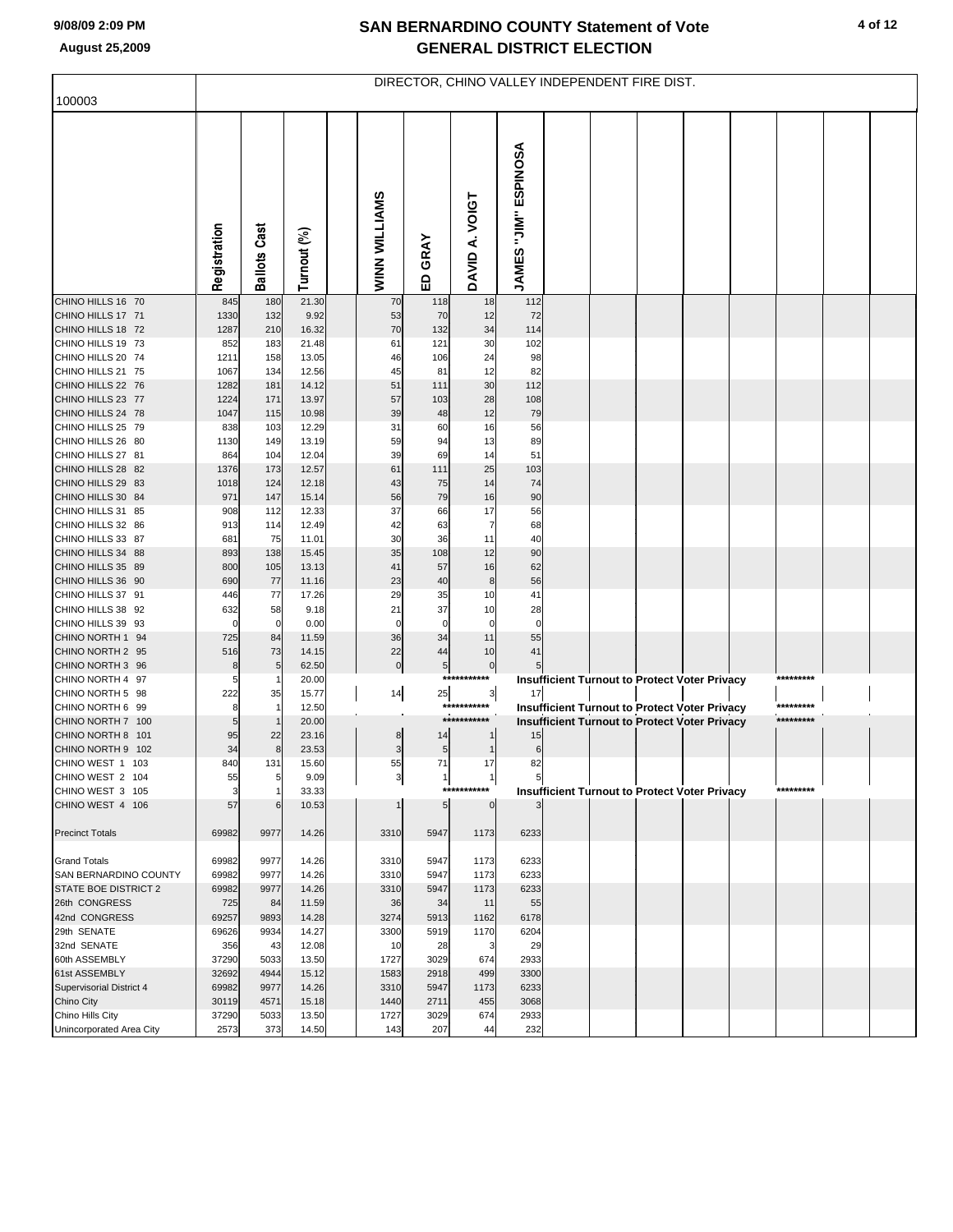# SAN BERNARDINO COUNTY Statement of Vote
## GENERAL DISTRICT ELECTION

August 25,2009

100003

DIRECTOR, CHINO VALLEY INDEPENDENT FIRE DIST.

| | Registration | Ballots Cast | Turnout (%) | WINN WILLIAMS | ED GRAY | DAVID A. VOIGT | JAMES "JIM" ESPINOSA |
|---|---|---|---|---|---|---|---|
| CHINO HILLS 16 70 | 845 | 180 | 21.30 | 70 | 118 | 18 | 112 |
| CHINO HILLS 17 71 | 1330 | 132 | 9.92 | 53 | 70 | 12 | 72 |
| CHINO HILLS 18 72 | 1287 | 210 | 16.32 | 70 | 132 | 34 | 114 |
| CHINO HILLS 19 73 | 852 | 183 | 21.48 | 61 | 121 | 30 | 102 |
| CHINO HILLS 20 74 | 1211 | 158 | 13.05 | 46 | 106 | 24 | 98 |
| CHINO HILLS 21 75 | 1067 | 134 | 12.56 | 45 | 81 | 12 | 82 |
| CHINO HILLS 22 76 | 1282 | 181 | 14.12 | 51 | 111 | 30 | 112 |
| CHINO HILLS 23 77 | 1224 | 171 | 13.97 | 57 | 103 | 28 | 108 |
| CHINO HILLS 24 78 | 1047 | 115 | 10.98 | 39 | 48 | 12 | 79 |
| CHINO HILLS 25 79 | 838 | 103 | 12.29 | 31 | 60 | 16 | 56 |
| CHINO HILLS 26 80 | 1130 | 149 | 13.19 | 59 | 94 | 13 | 89 |
| CHINO HILLS 27 81 | 864 | 104 | 12.04 | 39 | 69 | 14 | 51 |
| CHINO HILLS 28 82 | 1376 | 173 | 12.57 | 61 | 111 | 25 | 103 |
| CHINO HILLS 29 83 | 1018 | 124 | 12.18 | 43 | 75 | 14 | 74 |
| CHINO HILLS 30 84 | 971 | 147 | 15.14 | 56 | 79 | 16 | 90 |
| CHINO HILLS 31 85 | 908 | 112 | 12.33 | 37 | 66 | 17 | 56 |
| CHINO HILLS 32 86 | 913 | 114 | 12.49 | 42 | 63 | 7 | 68 |
| CHINO HILLS 33 87 | 681 | 75 | 11.01 | 30 | 36 | 11 | 40 |
| CHINO HILLS 34 88 | 893 | 138 | 15.45 | 35 | 108 | 12 | 90 |
| CHINO HILLS 35 89 | 800 | 105 | 13.13 | 41 | 57 | 16 | 62 |
| CHINO HILLS 36 90 | 690 | 77 | 11.16 | 23 | 40 | 8 | 56 |
| CHINO HILLS 37 91 | 446 | 77 | 17.26 | 29 | 35 | 10 | 41 |
| CHINO HILLS 38 92 | 632 | 58 | 9.18 | 21 | 37 | 10 | 28 |
| CHINO HILLS 39 93 | 0 | 0 | 0.00 | 0 | 0 | 0 | 0 |
| CHINO NORTH 1 94 | 725 | 84 | 11.59 | 36 | 34 | 11 | 55 |
| CHINO NORTH 2 95 | 516 | 73 | 14.15 | 22 | 44 | 10 | 41 |
| CHINO NORTH 3 96 | 8 | 5 | 62.50 | 0 | 5 | 0 | 5 |
| CHINO NORTH 4 97 | 5 | 1 | 20.00 | *********** Insufficient Turnout to Protect Voter Privacy ********* | | | |
| CHINO NORTH 5 98 | 222 | 35 | 15.77 | 14 | 25 | 3 | 17 |
| CHINO NORTH 6 99 | 8 | 1 | 12.50 | *********** Insufficient Turnout to Protect Voter Privacy ********* | | | |
| CHINO NORTH 7 100 | 5 | 1 | 20.00 | *********** Insufficient Turnout to Protect Voter Privacy ********* | | | |
| CHINO NORTH 8 101 | 95 | 22 | 23.16 | 8 | 14 | 1 | 15 |
| CHINO NORTH 9 102 | 34 | 8 | 23.53 | 3 | 5 | 1 | 6 |
| CHINO WEST 1 103 | 840 | 131 | 15.60 | 55 | 71 | 17 | 82 |
| CHINO WEST 2 104 | 55 | 5 | 9.09 | 3 | 1 | 1 | 5 |
| CHINO WEST 3 105 | 3 | 1 | 33.33 | *********** Insufficient Turnout to Protect Voter Privacy ********* | | | |
| CHINO WEST 4 106 | 57 | 6 | 10.53 | 1 | 5 | 0 | 3 |
| Precinct Totals | 69982 | 9977 | 14.26 | 3310 | 5947 | 1173 | 6233 |
| Grand Totals | 69982 | 9977 | 14.26 | 3310 | 5947 | 1173 | 6233 |
| SAN BERNARDINO COUNTY | 69982 | 9977 | 14.26 | 3310 | 5947 | 1173 | 6233 |
| STATE BOE DISTRICT 2 | 69982 | 9977 | 14.26 | 3310 | 5947 | 1173 | 6233 |
| 26th CONGRESS | 725 | 84 | 11.59 | 36 | 34 | 11 | 55 |
| 42nd CONGRESS | 69257 | 9893 | 14.28 | 3274 | 5913 | 1162 | 6178 |
| 29th SENATE | 69626 | 9934 | 14.27 | 3300 | 5919 | 1170 | 6204 |
| 32nd SENATE | 356 | 43 | 12.08 | 10 | 28 | 3 | 29 |
| 60th ASSEMBLY | 37290 | 5033 | 13.50 | 1727 | 3029 | 674 | 2933 |
| 61st ASSEMBLY | 32692 | 4944 | 15.12 | 1583 | 2918 | 499 | 3300 |
| Supervisorial District 4 | 69982 | 9977 | 14.26 | 3310 | 5947 | 1173 | 6233 |
| Chino City | 30119 | 4571 | 15.18 | 1440 | 2711 | 455 | 3068 |
| Chino Hills City | 37290 | 5033 | 13.50 | 1727 | 3029 | 674 | 2933 |
| Unincorporated Area City | 2573 | 373 | 14.50 | 143 | 207 | 44 | 232 |